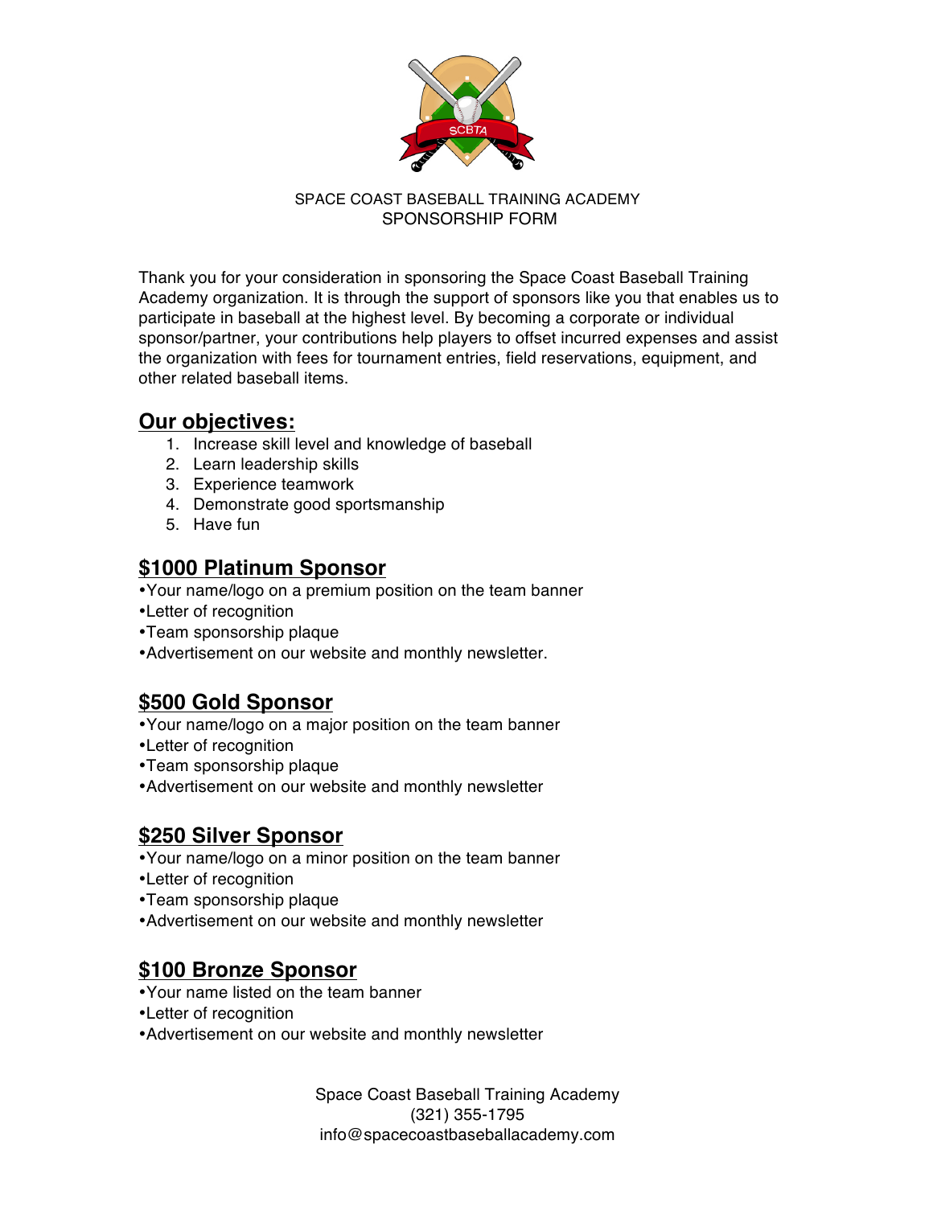SPACE COAST BASEBALL TRAINING ACADEMY

SPONSORSHIP FORM

Thank you for your consideration in sponsoring the Space Coast Baseball Training Academy organization. It is through the support of sponsors like you that enables us to participate in baseball at the highest level. By becoming a corporate or individual sponsor/partner, your contributions help players to offset incurred expenses and assist the organization with fees for tournament entries, field reservations, equipment, and other related baseball items.

## Our objectives:

1. Increase skill level and knowledge of baseball
2. Learn leadership skills
3. Experience teamwork
4. Demonstrate good sportsmanship
5. Have fun

## $1000 Platinum Sponsor

- Your name/logo on a premium position on the team banner
- Letter of recognition
- Team sponsorship plaque
- Advertisement on our website and monthly newsletter.

## $500 Gold Sponsor

- Your name/logo on a major position on the team banner
- Letter of recognition
- Team sponsorship plaque
- Advertisement on our website and monthly newsletter

## $250 Silver Sponsor

- Your name/logo on a minor position on the team banner
- Letter of recognition
- Team sponsorship plaque
- Advertisement on our website and monthly newsletter

## $100 Bronze Sponsor

- Your name listed on the team banner
- Letter of recognition
- Advertisement on our website and monthly newsletter

Space Coast Baseball Training Academy
(321) 355-1795
info@spacecoastbaseballacademy.com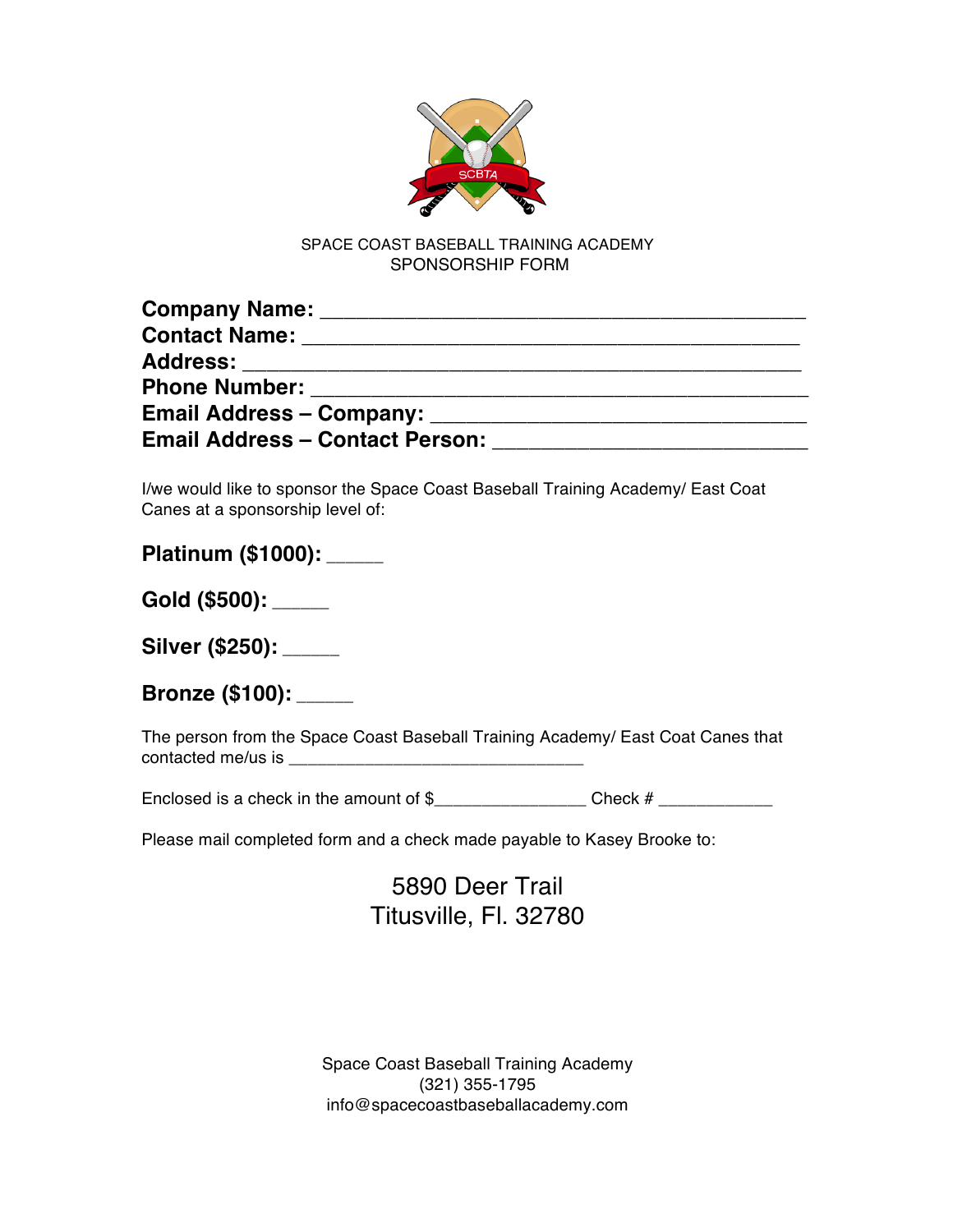SPACE COAST BASEBALL TRAINING ACADEMY
SPONSORSHIP FORM

**Company Name:** ____________________________________________
**Contact Name:** ____________________________________________
**Address:** ________________________________________________
**Phone Number:** ____________________________________________
**Email Address – Company:** _________________________________
**Email Address – Contact Person:** ___________________________

I/we would like to sponsor the Space Coast Baseball Training Academy/ East Coat Canes at a sponsorship level of:

**Platinum ($1000):** _____

**Gold ($500):** _____

**Silver ($250):** _____

**Bronze ($100):** _____

The person from the Space Coast Baseball Training Academy/ East Coat Canes that contacted me/us is ________________________________

Enclosed is a check in the amount of $________________ Check # ____________

Please mail completed form and a check made payable to Kasey Brooke to:

5890 Deer Trail
Titusville, Fl. 32780

Space Coast Baseball Training Academy
(321) 355-1795
info@spacecoastbaseballacademy.com